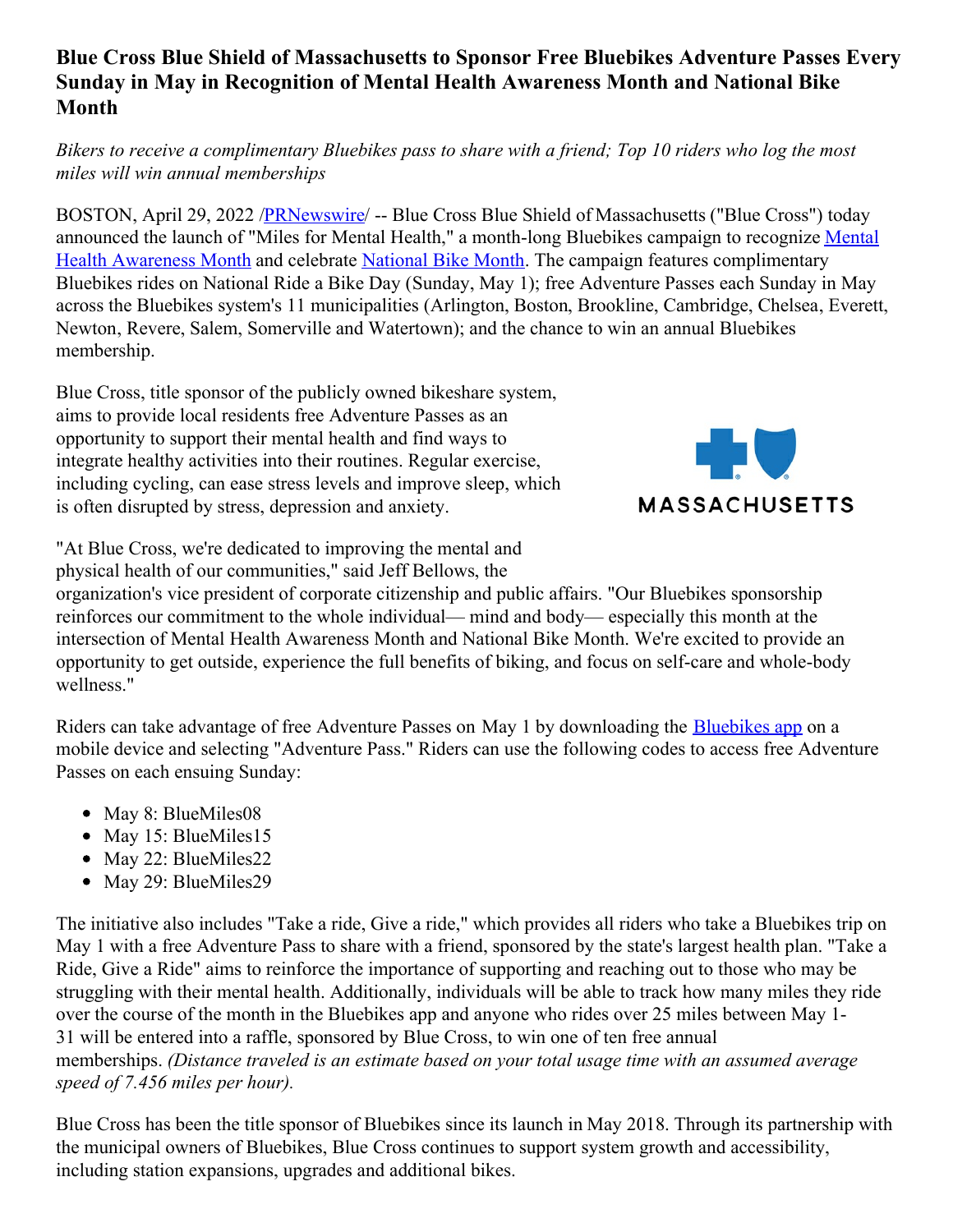# Blue Cross Blue Shield of Massachusetts to Sponsor Free Bluebikes Adventure Passes Every Sunday in May in Recognition of Mental Health Awareness Month and National Bike Month

*Bikers to receive a complimentary Bluebikes pass to share with a friend; Top 10 riders who log the most miles will win annual memberships*

BOSTON, April 29, 2022 /PRNewswire/ -- Blue Cross Blue Shield of Massachusetts ("Blue Cross") today announced the launch of "Miles for Mental Health," a month-long Bluebikes campaign to recognize Mental Health Awareness Month and celebrate National Bike Month. The campaign features complimentary Bluebikes rides on National Ride a Bike Day (Sunday, May 1); free Adventure Passes each Sunday in May across the Bluebikes system's 11 municipalities (Arlington, Boston, Brookline, Cambridge, Chelsea, Everett, Newton, Revere, Salem, Somerville and Watertown); and the chance to win an annual Bluebikes membership.

Blue Cross, title sponsor of the publicly owned bikeshare system, aims to provide local residents free Adventure Passes as an opportunity to support their mental health and find ways to integrate healthy activities into their routines. Regular exercise, including cycling, can ease stress levels and improve sleep, which is often disrupted by stress, depression and anxiety.

"At Blue Cross, we're dedicated to improving the mental and physical health of our communities," said Jeff Bellows, the organization's vice president of corporate citizenship and public affairs. "Our Bluebikes sponsorship reinforces our commitment to the whole individual— mind and body— especially this month at the intersection of Mental Health Awareness Month and National Bike Month. We're excited to provide an opportunity to get outside, experience the full benefits of biking, and focus on self-care and whole-body wellness."

Riders can take advantage of free Adventure Passes on May 1 by downloading the Bluebikes app on a mobile device and selecting "Adventure Pass." Riders can use the following codes to access free Adventure Passes on each ensuing Sunday:

- May 8: BlueMiles08
- May 15: BlueMiles15
- May 22: BlueMiles22
- May 29: BlueMiles29

The initiative also includes "Take a ride, Give a ride," which provides all riders who take a Bluebikes trip on May 1 with a free Adventure Pass to share with a friend, sponsored by the state's largest health plan. "Take a Ride, Give a Ride" aims to reinforce the importance of supporting and reaching out to those who may be struggling with their mental health. Additionally, individuals will be able to track how many miles they ride over the course of the month in the Bluebikes app and anyone who rides over 25 miles between May 1-31 will be entered into a raffle, sponsored by Blue Cross, to win one of ten free annual memberships. *(Distance traveled is an estimate based on your total usage time with an assumed average speed of 7.456 miles per hour).*

Blue Cross has been the title sponsor of Bluebikes since its launch in May 2018. Through its partnership with the municipal owners of Bluebikes, Blue Cross continues to support system growth and accessibility, including station expansions, upgrades and additional bikes.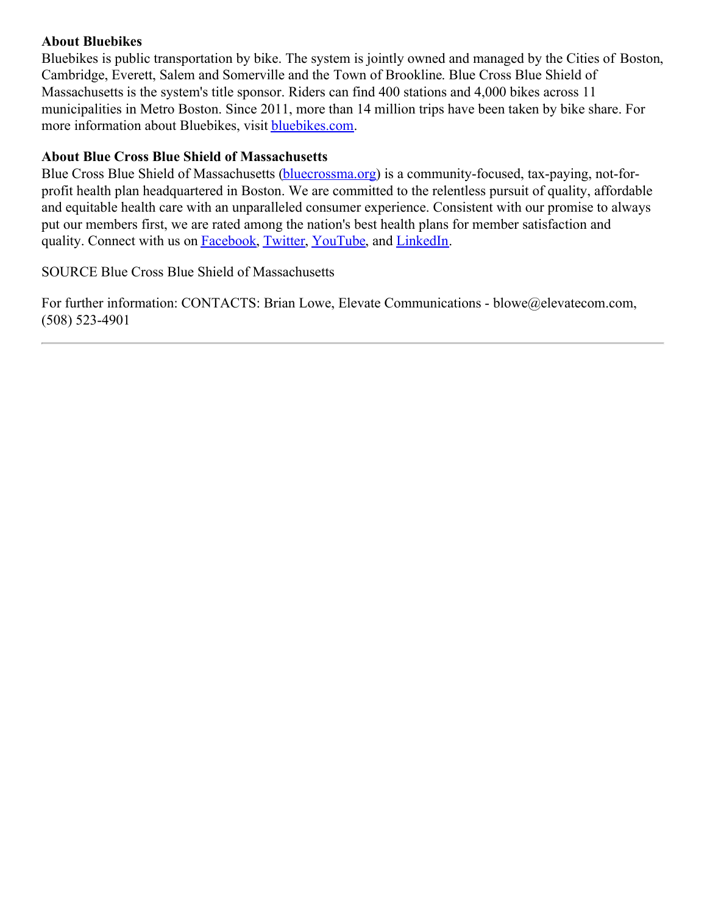**About Bluebikes**
Bluebikes is public transportation by bike. The system is jointly owned and managed by the Cities of Boston, Cambridge, Everett, Salem and Somerville and the Town of Brookline. Blue Cross Blue Shield of Massachusetts is the system's title sponsor. Riders can find 400 stations and 4,000 bikes across 11 municipalities in Metro Boston. Since 2011, more than 14 million trips have been taken by bike share. For more information about Bluebikes, visit [bluebikes.com](bluebikes.com).

**About Blue Cross Blue Shield of Massachusetts**
Blue Cross Blue Shield of Massachusetts ([bluecrossma.org](bluecrossma.org)) is a community-focused, tax-paying, not-for-profit health plan headquartered in Boston. We are committed to the relentless pursuit of quality, affordable and equitable health care with an unparalleled consumer experience. Consistent with our promise to always put our members first, we are rated among the nation's best health plans for member satisfaction and quality. Connect with us on Facebook, Twitter, YouTube, and LinkedIn.

SOURCE Blue Cross Blue Shield of Massachusetts

For further information: CONTACTS: Brian Lowe, Elevate Communications - blowe@elevatecom.com, (508) 523-4901

---